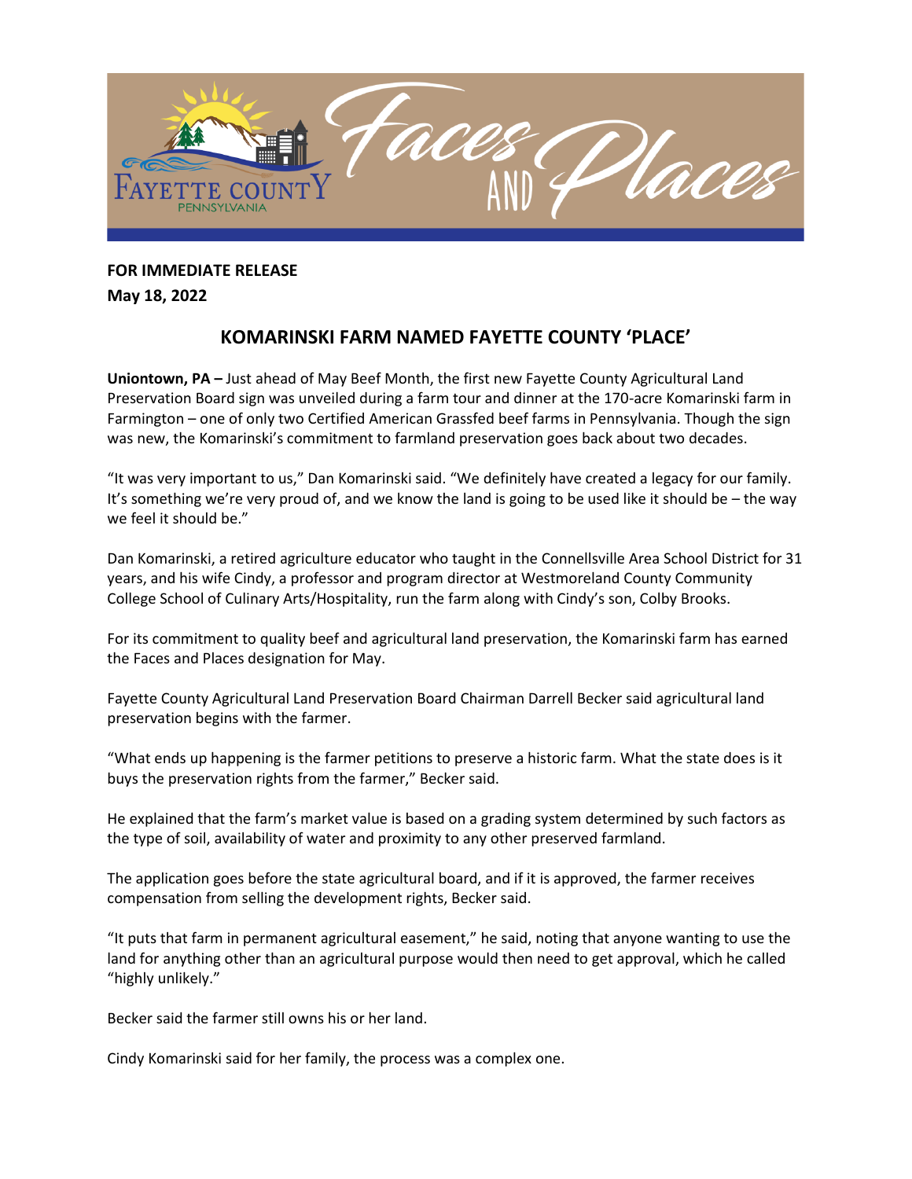**FOR IMMEDIATE RELEASE**
**May 18, 2022**

## KOMARINSKI FARM NAMED FAYETTE COUNTY 'PLACE'

**Uniontown, PA –** Just ahead of May Beef Month, the first new Fayette County Agricultural Land Preservation Board sign was unveiled during a farm tour and dinner at the 170-acre Komarinski farm in Farmington – one of only two Certified American Grassfed beef farms in Pennsylvania. Though the sign was new, the Komarinski's commitment to farmland preservation goes back about two decades.

"It was very important to us," Dan Komarinski said. "We definitely have created a legacy for our family. It's something we're very proud of, and we know the land is going to be used like it should be – the way we feel it should be."

Dan Komarinski, a retired agriculture educator who taught in the Connellsville Area School District for 31 years, and his wife Cindy, a professor and program director at Westmoreland County Community College School of Culinary Arts/Hospitality, run the farm along with Cindy's son, Colby Brooks.

For its commitment to quality beef and agricultural land preservation, the Komarinski farm has earned the Faces and Places designation for May.

Fayette County Agricultural Land Preservation Board Chairman Darrell Becker said agricultural land preservation begins with the farmer.

"What ends up happening is the farmer petitions to preserve a historic farm. What the state does is it buys the preservation rights from the farmer," Becker said.

He explained that the farm's market value is based on a grading system determined by such factors as the type of soil, availability of water and proximity to any other preserved farmland.

The application goes before the state agricultural board, and if it is approved, the farmer receives compensation from selling the development rights, Becker said.

"It puts that farm in permanent agricultural easement," he said, noting that anyone wanting to use the land for anything other than an agricultural purpose would then need to get approval, which he called "highly unlikely."

Becker said the farmer still owns his or her land.

Cindy Komarinski said for her family, the process was a complex one.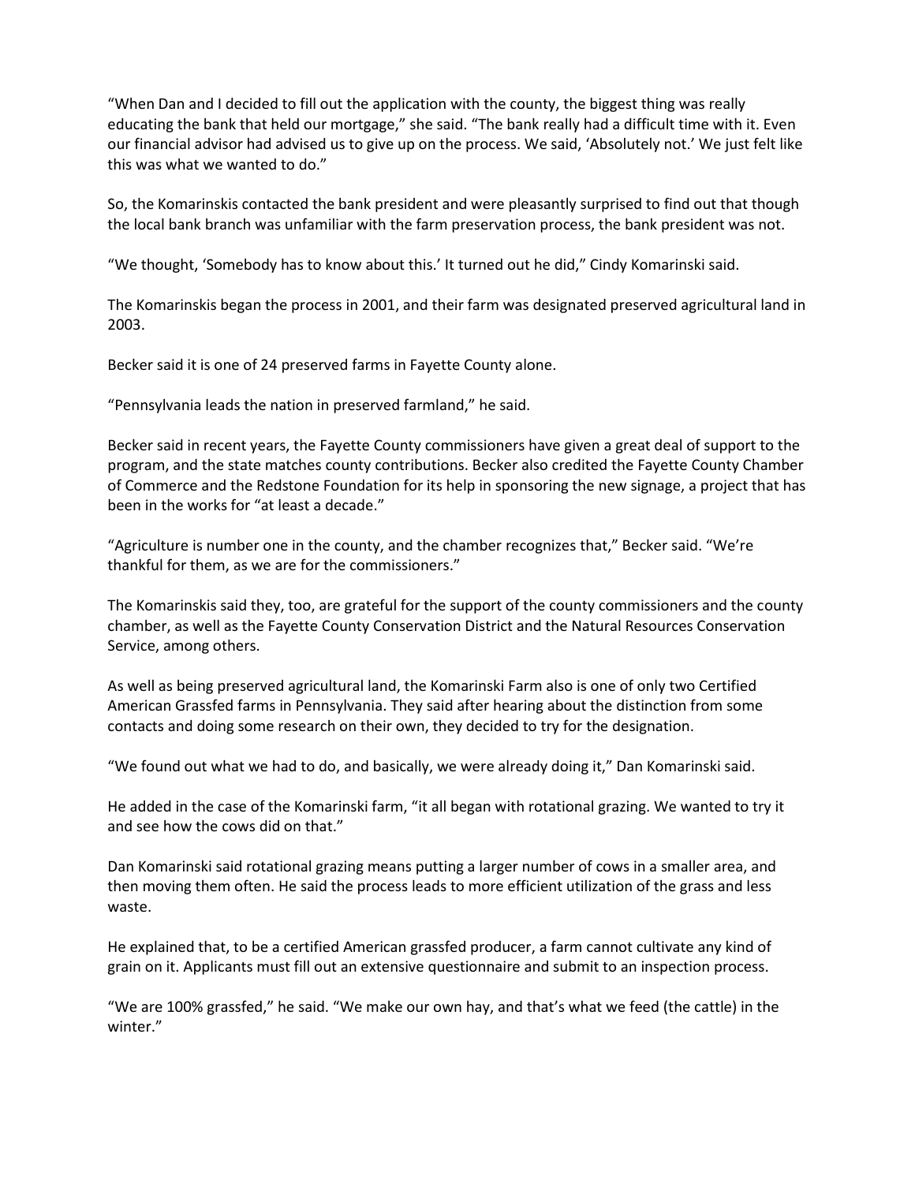"When Dan and I decided to fill out the application with the county, the biggest thing was really educating the bank that held our mortgage," she said. "The bank really had a difficult time with it. Even our financial advisor had advised us to give up on the process. We said, 'Absolutely not.' We just felt like this was what we wanted to do."

So, the Komarinskis contacted the bank president and were pleasantly surprised to find out that though the local bank branch was unfamiliar with the farm preservation process, the bank president was not.

"We thought, 'Somebody has to know about this.' It turned out he did," Cindy Komarinski said.

The Komarinskis began the process in 2001, and their farm was designated preserved agricultural land in 2003.

Becker said it is one of 24 preserved farms in Fayette County alone.

"Pennsylvania leads the nation in preserved farmland," he said.

Becker said in recent years, the Fayette County commissioners have given a great deal of support to the program, and the state matches county contributions. Becker also credited the Fayette County Chamber of Commerce and the Redstone Foundation for its help in sponsoring the new signage, a project that has been in the works for "at least a decade."

"Agriculture is number one in the county, and the chamber recognizes that," Becker said. "We're thankful for them, as we are for the commissioners."

The Komarinskis said they, too, are grateful for the support of the county commissioners and the county chamber, as well as the Fayette County Conservation District and the Natural Resources Conservation Service, among others.

As well as being preserved agricultural land, the Komarinski Farm also is one of only two Certified American Grassfed farms in Pennsylvania. They said after hearing about the distinction from some contacts and doing some research on their own, they decided to try for the designation.

"We found out what we had to do, and basically, we were already doing it," Dan Komarinski said.

He added in the case of the Komarinski farm, "it all began with rotational grazing. We wanted to try it and see how the cows did on that."

Dan Komarinski said rotational grazing means putting a larger number of cows in a smaller area, and then moving them often. He said the process leads to more efficient utilization of the grass and less waste.

He explained that, to be a certified American grassfed producer, a farm cannot cultivate any kind of grain on it. Applicants must fill out an extensive questionnaire and submit to an inspection process.

"We are 100% grassfed," he said. "We make our own hay, and that's what we feed (the cattle) in the winter."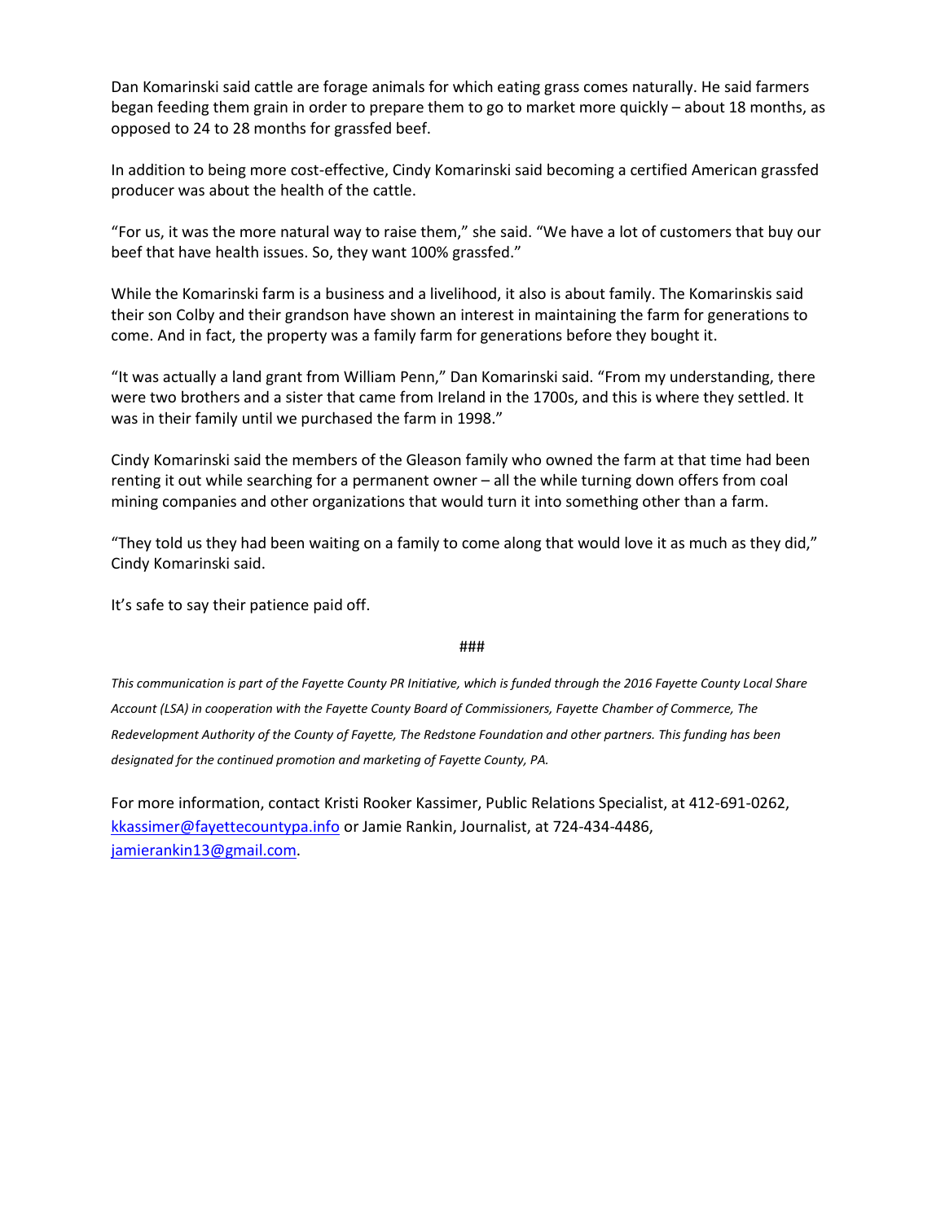Dan Komarinski said cattle are forage animals for which eating grass comes naturally. He said farmers began feeding them grain in order to prepare them to go to market more quickly – about 18 months, as opposed to 24 to 28 months for grassfed beef.

In addition to being more cost-effective, Cindy Komarinski said becoming a certified American grassfed producer was about the health of the cattle.

"For us, it was the more natural way to raise them," she said. "We have a lot of customers that buy our beef that have health issues. So, they want 100% grassfed."

While the Komarinski farm is a business and a livelihood, it also is about family. The Komarinskis said their son Colby and their grandson have shown an interest in maintaining the farm for generations to come. And in fact, the property was a family farm for generations before they bought it.

"It was actually a land grant from William Penn," Dan Komarinski said. "From my understanding, there were two brothers and a sister that came from Ireland in the 1700s, and this is where they settled. It was in their family until we purchased the farm in 1998."

Cindy Komarinski said the members of the Gleason family who owned the farm at that time had been renting it out while searching for a permanent owner – all the while turning down offers from coal mining companies and other organizations that would turn it into something other than a farm.

"They told us they had been waiting on a family to come along that would love it as much as they did," Cindy Komarinski said.

It's safe to say their patience paid off.

###

*This communication is part of the Fayette County PR Initiative, which is funded through the 2016 Fayette County Local Share Account (LSA) in cooperation with the Fayette County Board of Commissioners, Fayette Chamber of Commerce, The Redevelopment Authority of the County of Fayette, The Redstone Foundation and other partners. This funding has been designated for the continued promotion and marketing of Fayette County, PA.*

For more information, contact Kristi Rooker Kassimer, Public Relations Specialist, at 412-691-0262, kkassimer@fayettecountypa.info or Jamie Rankin, Journalist, at 724-434-4486, jamierankin13@gmail.com.